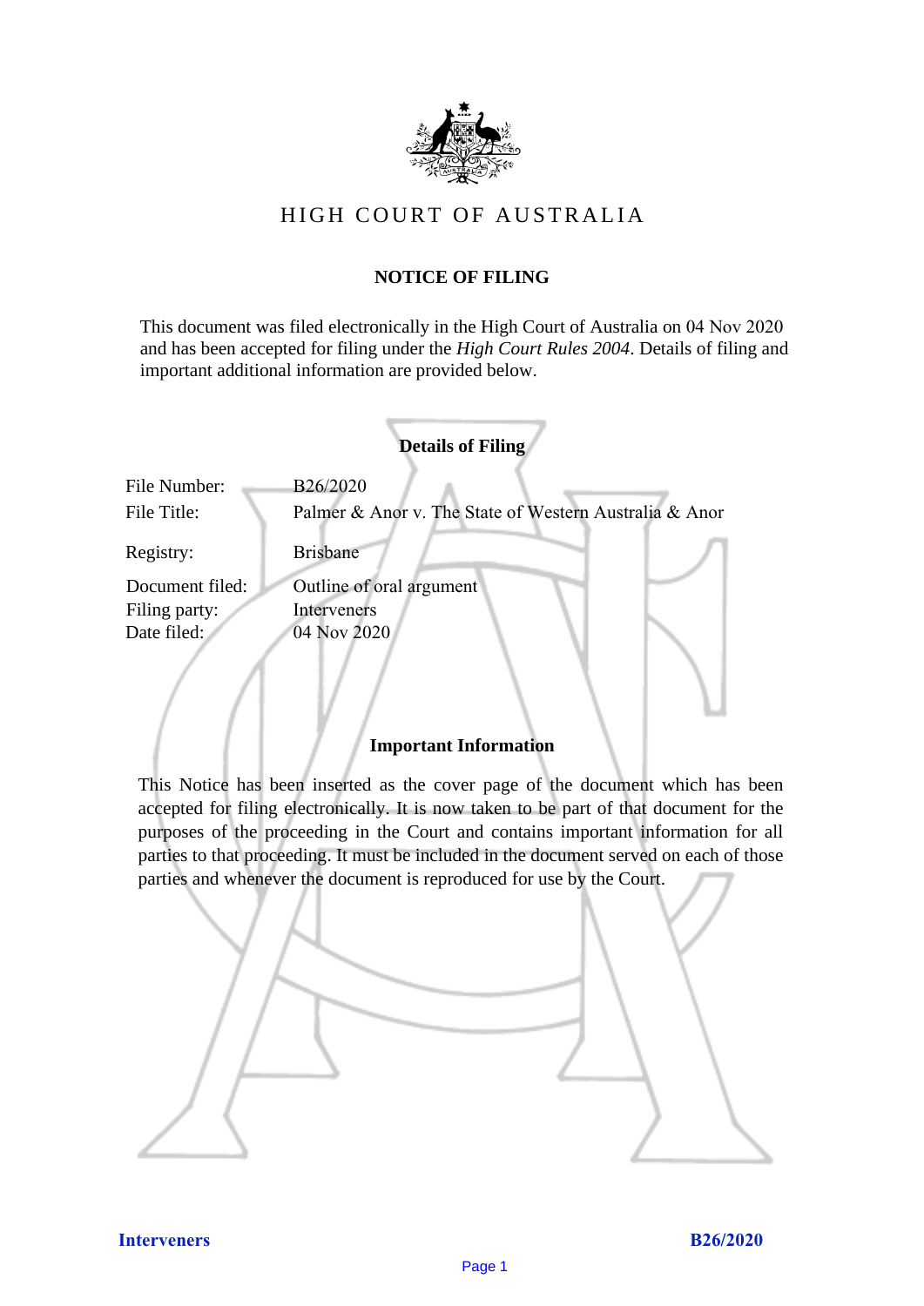# HIGH COURT OF AUSTRALIA

## NOTICE OF FILING

This document was filed electronically in the High Court of Australia on 04 Nov 2020 and has been accepted for filing under the *High Court Rules 2004*. Details of filing and important additional information are provided below.

### Details of Filing

| | |
|---|---|
| File Number: | B26/2020 |
| File Title: | Palmer & Anor v. The State of Western Australia & Anor |
| Registry: | Brisbane |
| Document filed: | Outline of oral argument |
| Filing party: | Interveners |
| Date filed: | 04 Nov 2020 |

### Important Information

This Notice has been inserted as the cover page of the document which has been accepted for filing electronically. It is now taken to be part of that document for the purposes of the proceeding in the Court and contains important information for all parties to that proceeding. It must be included in the document served on each of those parties and whenever the document is reproduced for use by the Court.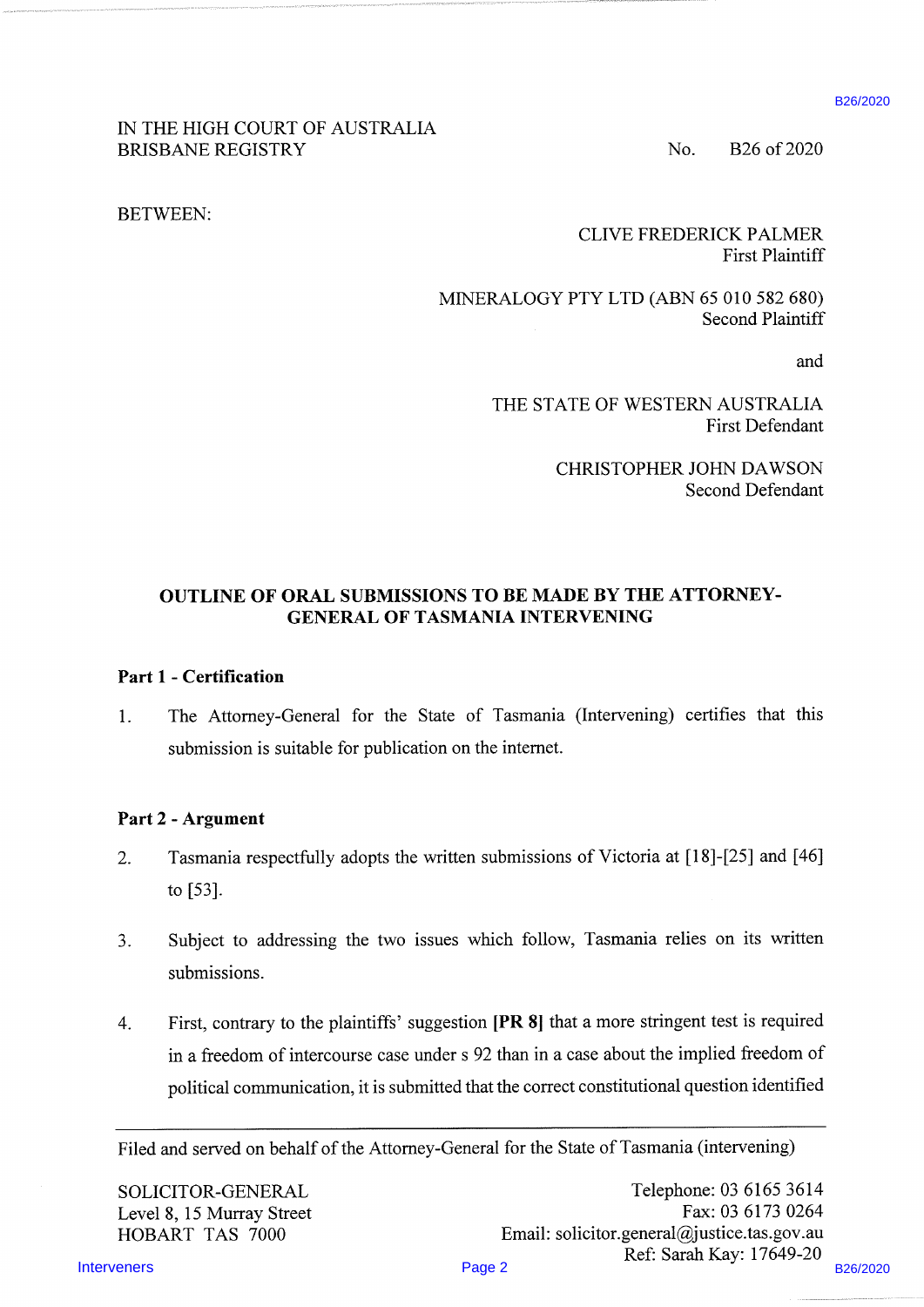IN THE HIGH COURT OF AUSTRALIA
BRISBANE REGISTRY

No. B26 of 2020

BETWEEN:

CLIVE FREDERICK PALMER
First Plaintiff

MINERALOGY PTY LTD (ABN 65 010 582 680)
Second Plaintiff

and

THE STATE OF WESTERN AUSTRALIA
First Defendant

CHRISTOPHER JOHN DAWSON
Second Defendant

## OUTLINE OF ORAL SUBMISSIONS TO BE MADE BY THE ATTORNEY-GENERAL OF TASMANIA INTERVENING

### Part 1 - Certification

1. The Attorney-General for the State of Tasmania (Intervening) certifies that this submission is suitable for publication on the internet.

### Part 2 - Argument

2. Tasmania respectfully adopts the written submissions of Victoria at [18]-[25] and [46] to [53].

3. Subject to addressing the two issues which follow, Tasmania relies on its written submissions.

4. First, contrary to the plaintiffs' suggestion **[PR 8]** that a more stringent test is required in a freedom of intercourse case under s 92 than in a case about the implied freedom of political communication, it is submitted that the correct constitutional question identified

---

Filed and served on behalf of the Attorney-General for the State of Tasmania (intervening)

SOLICITOR-GENERAL
Level 8, 15 Murray Street
HOBART TAS 7000

Telephone: 03 6165 3614
Fax: 03 6173 0264
Email: solicitor.general@justice.tas.gov.au
Ref: Sarah Kay: 17649-20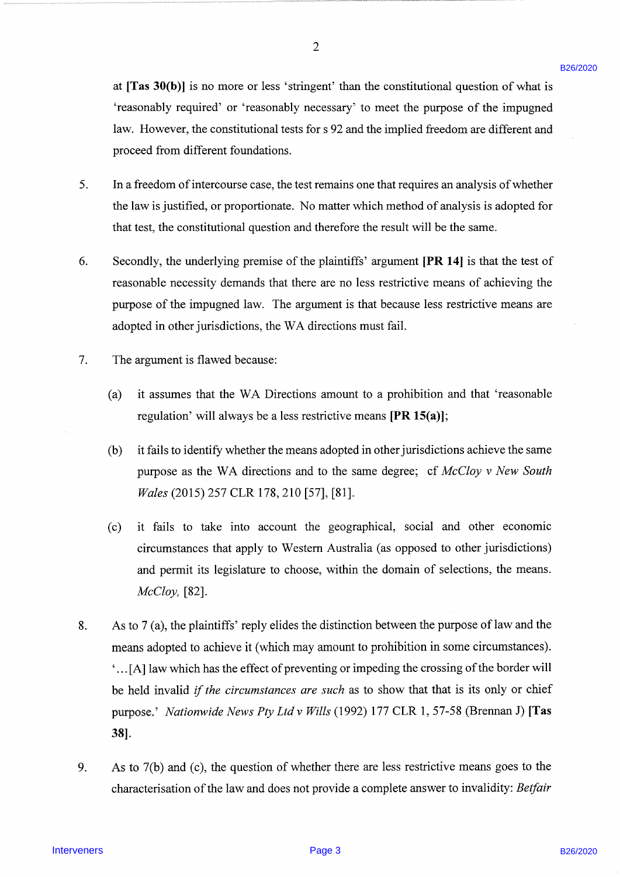at **[Tas 30(b)]** is no more or less 'stringent' than the constitutional question of what is 'reasonably required' or 'reasonably necessary' to meet the purpose of the impugned law. However, the constitutional tests for s 92 and the implied freedom are different and proceed from different foundations.

5. In a freedom of intercourse case, the test remains one that requires an analysis of whether the law is justified, or proportionate. No matter which method of analysis is adopted for that test, the constitutional question and therefore the result will be the same.

6. Secondly, the underlying premise of the plaintiffs' argument **[PR 14]** is that the test of reasonable necessity demands that there are no less restrictive means of achieving the purpose of the impugned law. The argument is that because less restrictive means are adopted in other jurisdictions, the WA directions must fail.

7. The argument is flawed because:

   (a) it assumes that the WA Directions amount to a prohibition and that 'reasonable regulation' will always be a less restrictive means **[PR 15(a)]**;

   (b) it fails to identify whether the means adopted in other jurisdictions achieve the same purpose as the WA directions and to the same degree; cf *McCloy v New South Wales* (2015) 257 CLR 178, 210 [57], [81].

   (c) it fails to take into account the geographical, social and other economic circumstances that apply to Western Australia (as opposed to other jurisdictions) and permit its legislature to choose, within the domain of selections, the means. *McCloy*, [82].

8. As to 7 (a), the plaintiffs' reply elides the distinction between the purpose of law and the means adopted to achieve it (which may amount to prohibition in some circumstances). '...[A] law which has the effect of preventing or impeding the crossing of the border will be held invalid *if the circumstances are such* as to show that that is its only or chief purpose.' *Nationwide News Pty Ltd v Wills* (1992) 177 CLR 1, 57-58 (Brennan J) **[Tas 38]**.

9. As to 7(b) and (c), the question of whether there are less restrictive means goes to the characterisation of the law and does not provide a complete answer to invalidity: *Betfair*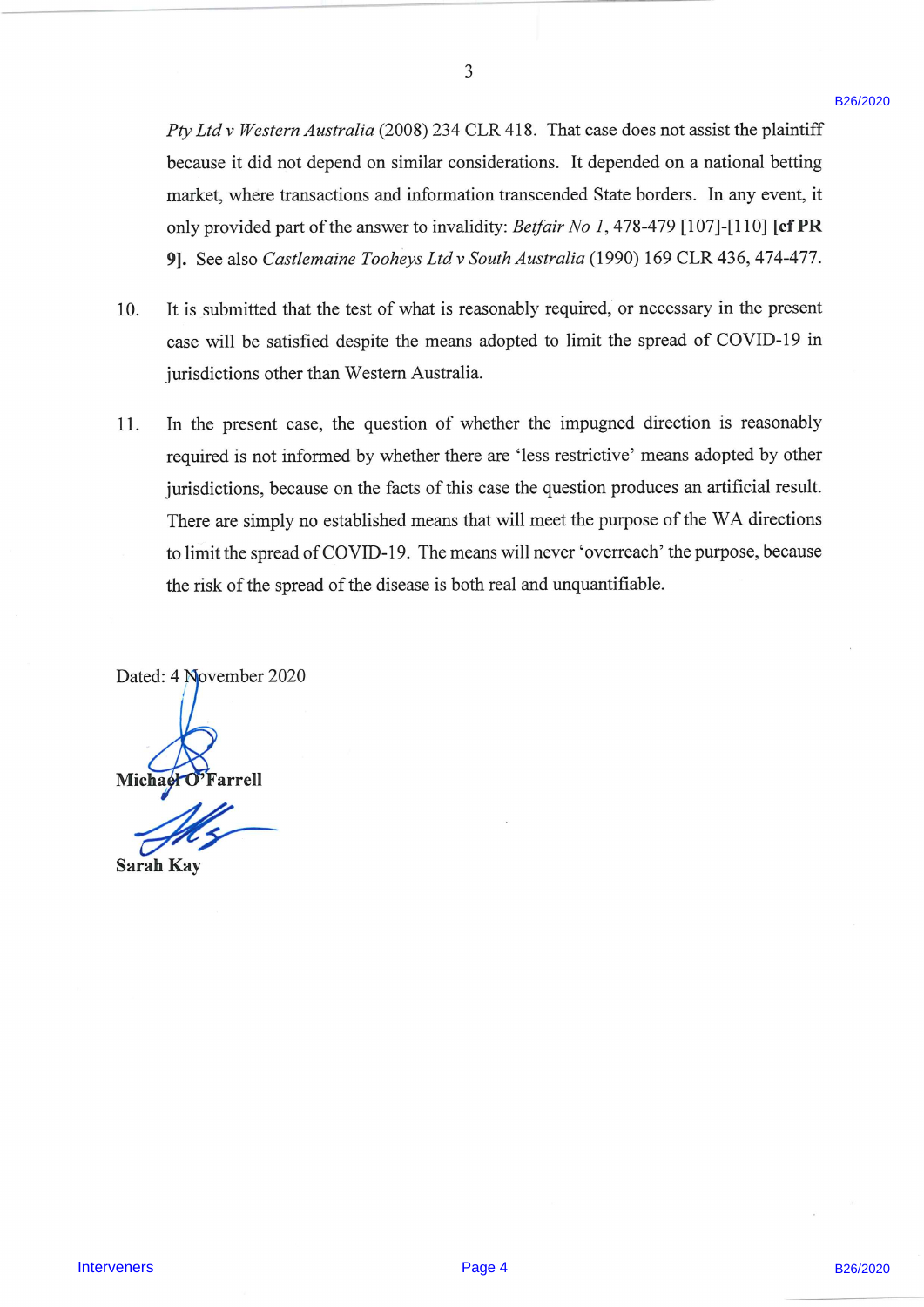*Pty Ltd v Western Australia* (2008) 234 CLR 418. That case does not assist the plaintiff because it did not depend on similar considerations. It depended on a national betting market, where transactions and information transcended State borders. In any event, it only provided part of the answer to invalidity: *Betfair No 1*, 478-479 [107]-[110] **[cf PR 9]**. See also *Castlemaine Tooheys Ltd v South Australia* (1990) 169 CLR 436, 474-477.

10. It is submitted that the test of what is reasonably required, or necessary in the present case will be satisfied despite the means adopted to limit the spread of COVID-19 in jurisdictions other than Western Australia.

11. In the present case, the question of whether the impugned direction is reasonably required is not informed by whether there are 'less restrictive' means adopted by other jurisdictions, because on the facts of this case the question produces an artificial result. There are simply no established means that will meet the purpose of the WA directions to limit the spread of COVID-19. The means will never 'overreach' the purpose, because the risk of the spread of the disease is both real and unquantifiable.

Dated: 4 November 2020

**Michael O'Farrell**

**Sarah Kay**